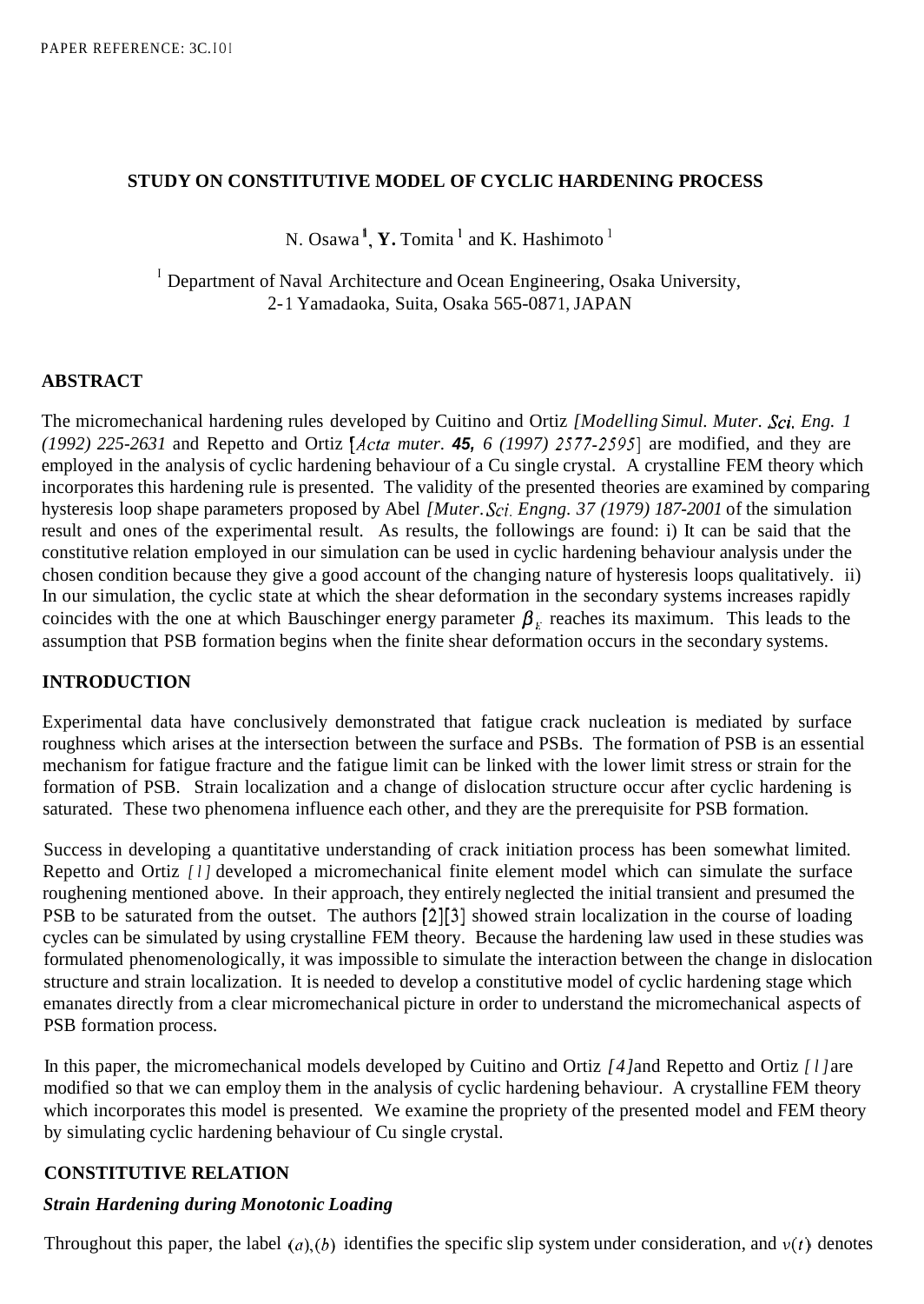PAPER REFERENCE: 3C.101

# STUDY ON CONSTITUTIVE MODEL OF CYCLIC HARDENING PROCESS

N. Osawa [1], **Y.** Tomita [1] and K. Hashimoto [1]

[1] Department of Naval Architecture and Ocean Engineering, Osaka University, 2-1 Yamadaoka, Suita, Osaka 565-0871, JAPAN

## ABSTRACT

The micromechanical hardening rules developed by Cuitino and Ortiz *[Modelling Simul. Muter. Sci. Eng. 1 (1992) 225-2631* and Repetto and Ortiz [*Acta muter.* ***45,*** *6 (1997) 2577-2595*] are modified, and they are employed in the analysis of cyclic hardening behaviour of a Cu single crystal. A crystalline FEM theory which incorporates this hardening rule is presented. The validity of the presented theories are examined by comparing hysteresis loop shape parameters proposed by Abel *[Muter. Sci. Engng. 37 (1979) 187-2001* of the simulation result and ones of the experimental result. As results, the followings are found: i) It can be said that the constitutive relation employed in our simulation can be used in cyclic hardening behaviour analysis under the chosen condition because they give a good account of the changing nature of hysteresis loops qualitatively. ii) In our simulation, the cyclic state at which the shear deformation in the secondary systems increases rapidly coincides with the one at which Bauschinger energy parameter $\beta_E$ reaches its maximum. This leads to the assumption that PSB formation begins when the finite shear deformation occurs in the secondary systems.

## INTRODUCTION

Experimental data have conclusively demonstrated that fatigue crack nucleation is mediated by surface roughness which arises at the intersection between the surface and PSBs. The formation of PSB is an essential mechanism for fatigue fracture and the fatigue limit can be linked with the lower limit stress or strain for the formation of PSB. Strain localization and a change of dislocation structure occur after cyclic hardening is saturated. These two phenomena influence each other, and they are the prerequisite for PSB formation.

Success in developing a quantitative understanding of crack initiation process has been somewhat limited. Repetto and Ortiz *[1]* developed a micromechanical finite element model which can simulate the surface roughening mentioned above. In their approach, they entirely neglected the initial transient and presumed the PSB to be saturated from the outset. The authors [2][3] showed strain localization in the course of loading cycles can be simulated by using crystalline FEM theory. Because the hardening law used in these studies was formulated phenomenologically, it was impossible to simulate the interaction between the change in dislocation structure and strain localization. It is needed to develop a constitutive model of cyclic hardening stage which emanates directly from a clear micromechanical picture in order to understand the micromechanical aspects of PSB formation process.

In this paper, the micromechanical models developed by Cuitino and Ortiz *[4]* and Repetto and Ortiz *[1]* are modified so that we can employ them in the analysis of cyclic hardening behaviour. A crystalline FEM theory which incorporates this model is presented. We examine the propriety of the presented model and FEM theory by simulating cyclic hardening behaviour of Cu single crystal.

## CONSTITUTIVE RELATION

### *Strain Hardening during Monotonic Loading*

Throughout this paper, the label $(a),(b)$ identifies the specific slip system under consideration, and $\nu(t)$ denotes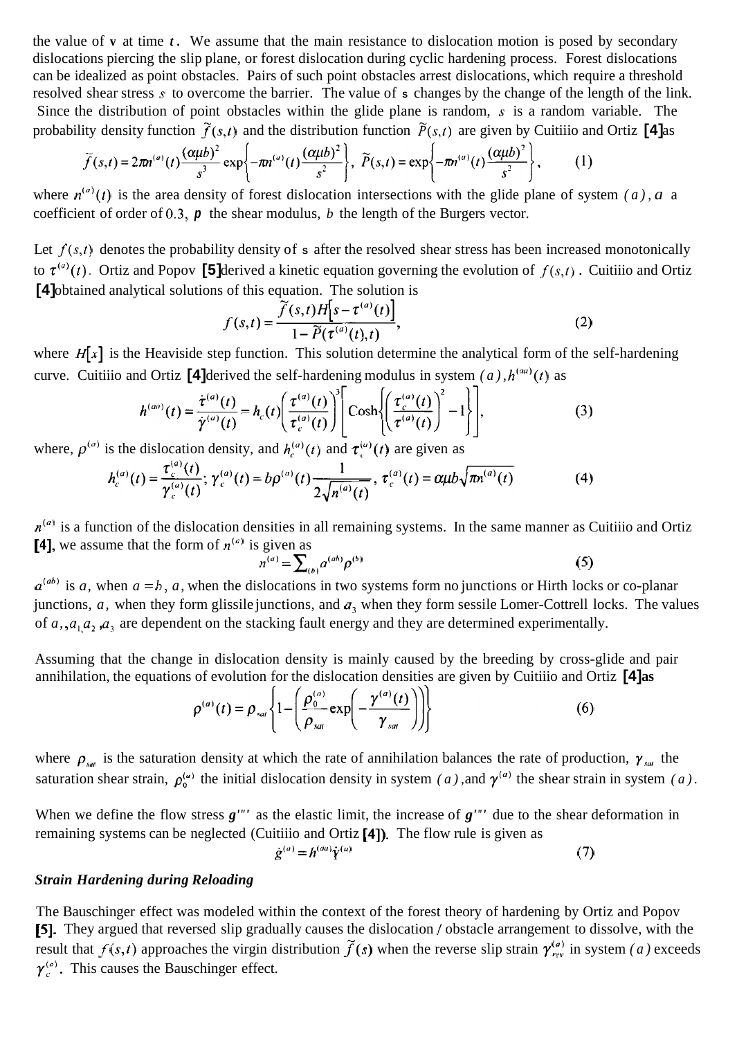the value of **v** at time $t$. We assume that the main resistance to dislocation motion is posed by secondary dislocations piercing the slip plane, or forest dislocation during cyclic hardening process. Forest dislocations can be idealized as point obstacles. Pairs of such point obstacles arrest dislocations, which require a threshold resolved shear stress $s$ to overcome the barrier. The value of **s** changes by the change of the length of the link. Since the distribution of point obstacles within the glide plane is random, $s$ is a random variable. The probability density function $\tilde{f}(s,t)$ and the distribution function $\tilde{P}(s,t)$ are given by Cuitiiio and Ortiz **[4]** as

$$\tilde{f}(s,t) = 2\pi n^{(a)}(t)\frac{(\alpha\mu b)^2}{s^3}\exp\left\{-\pi n^{(a)}(t)\frac{(\alpha\mu b)^2}{s^2}\right\},\ \ \tilde{P}(s,t) = \exp\left\{-\pi n^{(a)}(t)\frac{(\alpha\mu b)^2}{s^2}\right\}, \tag{1}$$

where $n^{(a)}(t)$ is the area density of forest dislocation intersections with the glide plane of system $(a)$, $\alpha$ a coefficient of order of 0.3, $\mu$ the shear modulus, $b$ the length of the Burgers vector.

Let $f(s,t)$ denotes the probability density of **s** after the resolved shear stress has been increased monotonically to $\tau^{(a)}(t)$. Ortiz and Popov **[5]** derived a kinetic equation governing the evolution of $f(s,t)$. Cuitiiio and Ortiz **[4]** obtained analytical solutions of this equation. The solution is

$$f(s,t) = \frac{\tilde{f}(s,t)H\left[s-\tau^{(a)}(t)\right]}{1-\tilde{P}(\tau^{(a)}(t),t)}, \tag{2}$$

where $H[x]$ is the Heaviside step function. This solution determine the analytical form of the self-hardening curve. Cuitiiio and Ortiz **[4]** derived the self-hardening modulus in system $(a)$, $h^{(aa)}(t)$ as

$$h^{(aa)}(t) = \frac{\dot{\tau}^{(a)}(t)}{\dot{\gamma}^{(a)}(t)} = h_c(t)\left(\frac{\tau^{(a)}(t)}{\tau_c^{(a)}(t)}\right)^3\left[\mathrm{Cosh}\left\{\left(\frac{\tau_c^{(a)}(t)}{\tau^{(a)}(t)}\right)^2 - 1\right\}\right], \tag{3}$$

where, $\rho^{(a)}$ is the dislocation density, and $h_c^{(a)}(t)$ and $\tau_c^{(a)}(t)$ are given as

$$h_c^{(a)}(t) = \frac{\tau_c^{(a)}(t)}{\gamma_c^{(a)}(t)};\ \gamma_c^{(a)}(t) = b\rho^{(a)}(t)\frac{1}{2\sqrt{n^{(a)}(t)}},\ \tau_c^{(a)}(t) = \alpha\mu b\sqrt{\pi n^{(a)}(t)} \tag{4}$$

$n^{(a)}$ is a function of the dislocation densities in all remaining systems. In the same manner as Cuitiiio and Ortiz **[4]**, we assume that the form of $n^{(a)}$ is given as

$$n^{(a)} = \sum_{(b)} a^{(ab)}\rho^{(b)} \tag{5}$$

$a^{(ab)}$ is $a$, when $a = b$, $a$, when the dislocations in two systems form no junctions or Hirth locks or co-planar junctions, $a$, when they form glissile junctions, and $a_3$ when they form sessile Lomer-Cottrell locks. The values of $a$, $a_1$, $a_2$, $a_3$ are dependent on the stacking fault energy and they are determined experimentally.

Assuming that the change in dislocation density is mainly caused by the breeding by cross-glide and pair annihilation, the equations of evolution for the dislocation densities are given by Cuitiiio and Ortiz **[4]** as

$$\rho^{(a)}(t) = \rho_{sat}\left\{1-\left(\frac{\rho_0^{(a)}}{\rho_{sat}}\exp\left(-\frac{\gamma^{(a)}(t)}{\gamma_{sat}}\right)\right)\right\} \tag{6}$$

where $\rho_{sat}$ is the saturation density at which the rate of annihilation balances the rate of production, $\gamma_{sat}$ the saturation shear strain, $\rho_0^{(a)}$ the initial dislocation density in system $(a)$, and $\gamma^{(a)}$ the shear strain in system $(a)$.

When we define the flow stress $g^{(a)}$ as the elastic limit, the increase of $g^{(a)}$ due to the shear deformation in remaining systems can be neglected (Cuitiiio and Ortiz **[4]**). The flow rule is given as

$$\dot{g}^{(a)} = h^{(aa)}\dot{\gamma}^{(a)} \tag{7}$$

***Strain Hardening during Reloading***

The Bauschinger effect was modeled within the context of the forest theory of hardening by Ortiz and Popov **[5]**. They argued that reversed slip gradually causes the dislocation / obstacle arrangement to dissolve, with the result that $f(s,t)$ approaches the virgin distribution $\tilde{f}(s)$ when the reverse slip strain $\gamma_{rev}^{(a)}$ in system $(a)$ exceeds $\gamma_c^{(a)}$. This causes the Bauschinger effect.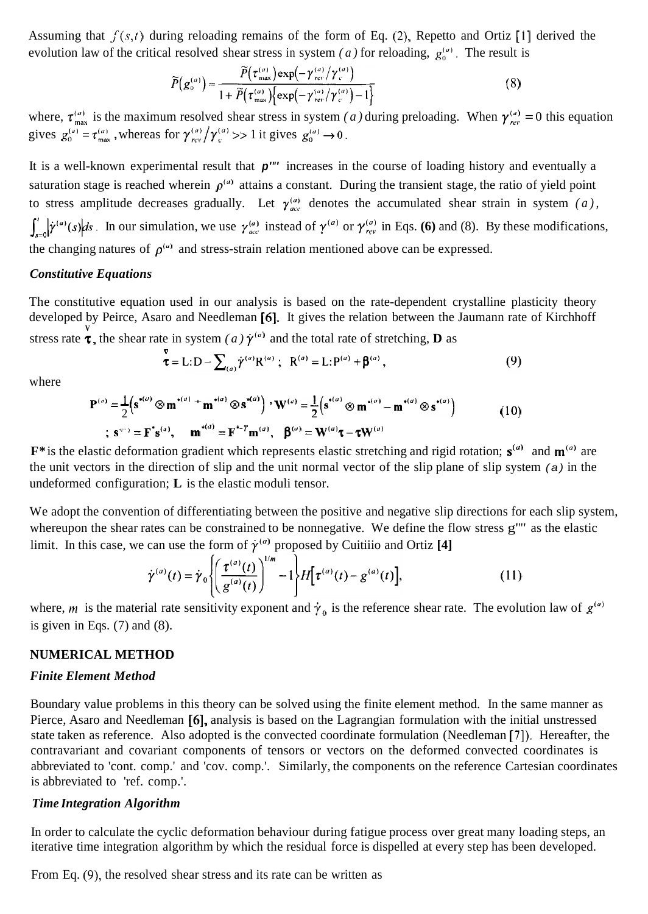Assuming that $f(s,t)$ during reloading remains of the form of Eq. (2), Repetto and Ortiz [1] derived the evolution law of the critical resolved shear stress in system *(a)* for reloading, $g_0^{(a)}$. The result is

$$\tilde{P}\left(g_0^{(a)}\right) = \frac{\tilde{P}\left(\tau_{\max}^{(a)}\right)\exp\left(-\gamma_{rev}^{(a)}/\gamma_c^{(a)}\right)}{1+\tilde{P}\left(\tau_{\max}^{(a)}\right)\left\{\exp\left(-\gamma_{rev}^{(a)}/\gamma_c^{(a)}\right)-1\right\}} \tag{8}$$

where, $\tau_{\max}^{(a)}$ is the maximum resolved shear stress in system *(a)* during preloading. When $\gamma_{rev}^{(a)} = 0$ this equation gives $g_0^{(a)} = \tau_{\max}^{(a)}$, whereas for $\gamma_{rev}^{(a)}/\gamma_c^{(a)} >> 1$ it gives $g_0^{(a)} \to 0$.

It is a well-known experimental result that $\rho^{(a)}$ increases in the course of loading history and eventually a saturation stage is reached wherein $\rho^{(a)}$ attains a constant. During the transient stage, the ratio of yield point to stress amplitude decreases gradually. Let $\gamma_{acc}^{(a)}$ denotes the accumulated shear strain in system *(a)*, $\int_{s=0}^{t}\left|\dot{\gamma}^{(a)}(s)\right|ds$. In our simulation, we use $\gamma_{acc}^{(a)}$ instead of $\gamma^{(a)}$ or $\gamma_{rev}^{(a)}$ in Eqs. **(6)** and (8). By these modifications, the changing natures of $\rho^{(a)}$ and stress-strain relation mentioned above can be expressed.

### *Constitutive Equations*

The constitutive equation used in our analysis is based on the rate-dependent crystalline plasticity theory developed by Peirce, Asaro and Needleman [6]. It gives the relation between the Jaumann rate of Kirchhoff stress rate $\overset{\nabla}{\boldsymbol{\tau}}$, the shear rate in system *(a)* $\dot{\gamma}^{(a)}$ and the total rate of stretching, **D** as

$$\overset{\nabla}{\boldsymbol{\tau}} = \mathrm{L}:\mathrm{D} - \sum_{(a)}\dot{\gamma}^{(a)}\mathrm{R}^{(a)}\ ;\quad \mathrm{R}^{(a)} = \mathrm{L}:\mathrm{P}^{(a)} + \boldsymbol{\beta}^{(a)}, \tag{9}$$

where

$$\mathbf{P}^{(a)} = \frac{1}{2}\left(\mathbf{s}^{*(a)}\otimes\mathbf{m}^{*(a)} + \mathbf{m}^{*(a)}\otimes\mathbf{s}^{*(a)}\right),\ \mathbf{W}^{(a)} = \frac{1}{2}\left(\mathbf{s}^{*(a)}\otimes\mathbf{m}^{*(a)} - \mathbf{m}^{*(a)}\otimes\mathbf{s}^{*(a)}\right)$$
$$;\ \mathbf{s}^{*(a)} = \mathbf{F}^{*}\mathbf{s}^{(a)},\quad \mathbf{m}^{*(a)} = \mathbf{F}^{*-T}\mathbf{m}^{(a)},\quad \boldsymbol{\beta}^{(a)} = \mathbf{W}^{(a)}\boldsymbol{\tau} - \boldsymbol{\tau}\mathbf{W}^{(a)} \tag{10}$$

**F\*** is the elastic deformation gradient which represents elastic stretching and rigid rotation; $\mathbf{s}^{(a)}$ and $\mathbf{m}^{(a)}$ are the unit vectors in the direction of slip and the unit normal vector of the slip plane of slip system *(a)* in the undeformed configuration; **L** is the elastic moduli tensor.

We adopt the convention of differentiating between the positive and negative slip directions for each slip system, whereupon the shear rates can be constrained to be nonnegative. We define the flow stress $g^{(a)}$ as the elastic limit. In this case, we can use the form of $\dot{\gamma}^{(a)}$ proposed by Cuitiño and Ortiz **[4]**

$$\dot{\gamma}^{(a)}(t) = \dot{\gamma}_0\left\{\left(\frac{\tau^{(a)}(t)}{g^{(a)}(t)}\right)^{1/m} - 1\right\}H\left[\tau^{(a)}(t) - g^{(a)}(t)\right], \tag{11}$$

where, $m$ is the material rate sensitivity exponent and $\dot{\gamma}_0$ is the reference shear rate. The evolution law of $g^{(a)}$ is given in Eqs. (7) and (8).

## NUMERICAL METHOD

### *Finite Element Method*

Boundary value problems in this theory can be solved using the finite element method. In the same manner as Pierce, Asaro and Needleman **[6],** analysis is based on the Lagrangian formulation with the initial unstressed state taken as reference. Also adopted is the convected coordinate formulation (Needleman [7]). Hereafter, the contravariant and covariant components of tensors or vectors on the deformed convected coordinates is abbreviated to 'cont. comp.' and 'cov. comp.'. Similarly, the components on the reference Cartesian coordinates is abbreviated to 'ref. comp.'.

### *Time Integration Algorithm*

In order to calculate the cyclic deformation behaviour during fatigue process over great many loading steps, an iterative time integration algorithm by which the residual force is dispelled at every step has been developed.

From Eq. (9), the resolved shear stress and its rate can be written as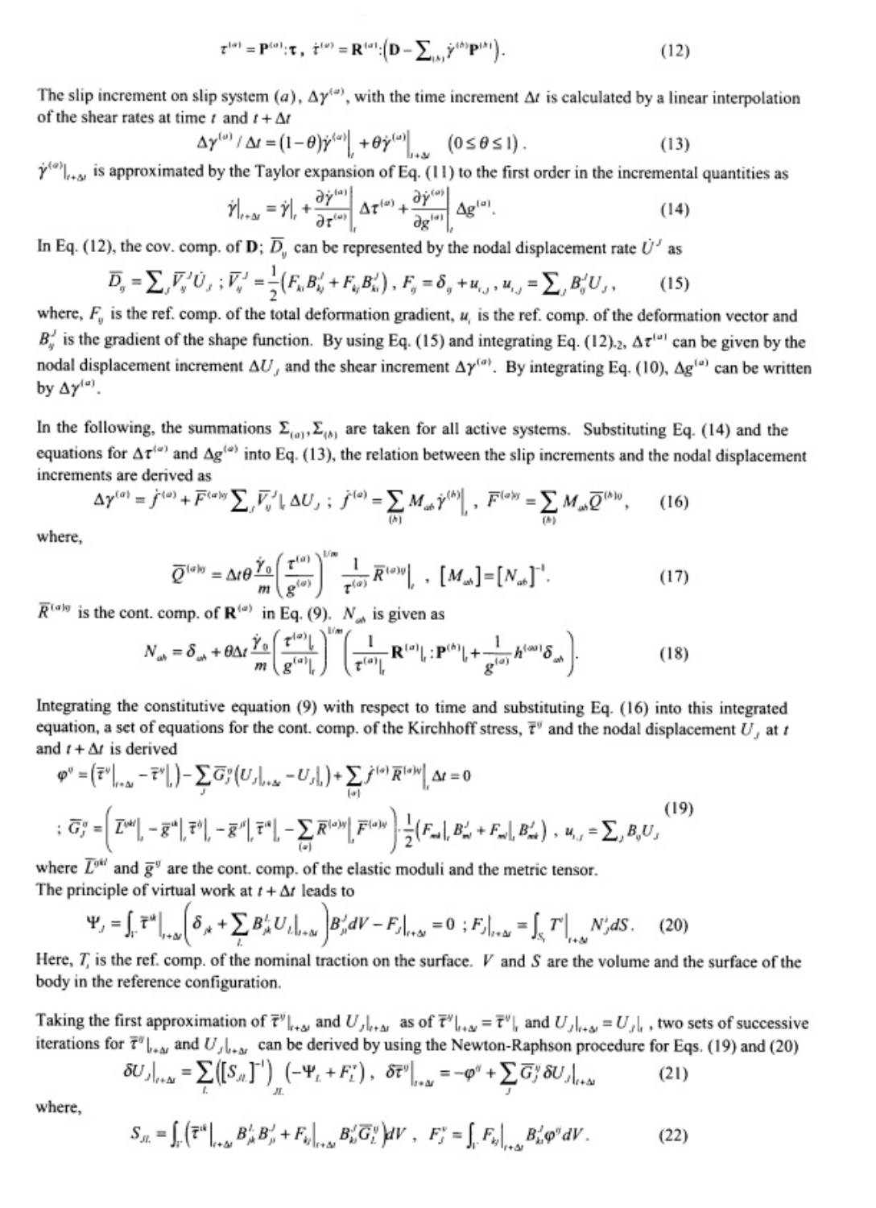$$\tau^{(a)} = \mathbf{P}^{(a)}:\boldsymbol{\tau}, \ \dot{\tau}^{(a)} = \mathbf{R}^{(a)}:\left(\mathbf{D} - \sum_{(b)} \dot{\gamma}^{(b)} \mathbf{P}^{(b)}\right). \tag{12}$$

The slip increment on slip system $(a)$, $\Delta\gamma^{(a)}$, with the time increment $\Delta t$ is calculated by a linear interpolation of the shear rates at time $t$ and $t + \Delta t$

$$\Delta\gamma^{(a)} / \Delta t = (1-\theta)\dot{\gamma}^{(a)}\Big|_t + \theta\dot{\gamma}^{(a)}\Big|_{t+\Delta t} \quad (0 \le \theta \le 1). \tag{13}$$

$\dot{\gamma}^{(a)}|_{t+\Delta t}$ is approximated by the Taylor expansion of Eq. (11) to the first order in the incremental quantities as

$$\dot{\gamma}\big|_{t+\Delta t} = \dot{\gamma}\big|_t + \frac{\partial\dot{\gamma}^{(a)}}{\partial\tau^{(a)}}\bigg|_t \Delta\tau^{(a)} + \frac{\partial\dot{\gamma}^{(a)}}{\partial g^{(a)}}\bigg|_t \Delta g^{(a)}. \tag{14}$$

In Eq. (12), the cov. comp. of $\mathbf{D}$; $\overline{D}_{ij}$ can be represented by the nodal displacement rate $\dot{U}^J$ as

$$\overline{D}_{ij} = \sum_J \overline{V}_{ij}^J \dot{U}_J \ ; \overline{V}_{ij}^J = \frac{1}{2}\left(F_{ki}B_{kj}^J + F_{kj}B_{ki}^J\right),\ F_{ij} = \delta_{ij} + u_{i,j},\ u_{i,j} = \sum_J B_{ij}^J U_J, \tag{15}$$

where, $F_{ij}$ is the ref. comp. of the total deformation gradient, $u_i$ is the ref. comp. of the deformation vector and $B_{ij}^J$ is the gradient of the shape function. By using Eq. (15) and integrating Eq. (12).2, $\Delta\tau^{(a)}$ can be given by the nodal displacement increment $\Delta U_J$ and the shear increment $\Delta\gamma^{(a)}$. By integrating Eq. (10), $\Delta g^{(a)}$ can be written by $\Delta\gamma^{(a)}$.

In the following, the summations $\Sigma_{(a)}, \Sigma_{(b)}$ are taken for all active systems. Substituting Eq. (14) and the equations for $\Delta\tau^{(a)}$ and $\Delta g^{(a)}$ into Eq. (13), the relation between the slip increments and the nodal displacement increments are derived as

$$\Delta\gamma^{(a)} = \dot{f}^{(a)} + \overline{F}^{(a)ij}\sum_J \overline{V}_{ij}^J\Big|_t \Delta U_J \ ; \ \dot{f}^{(a)} = \sum_{(b)} M_{ab}\dot{\gamma}^{(b)}\Big|_t,\ \overline{F}^{(a)ij} = \sum_{(b)} M_{ab}\overline{Q}^{(b)ij}, \tag{16}$$

where,

$$\overline{Q}^{(a)ij} = \Delta t\theta\frac{\dot{\gamma}_0}{m}\left(\frac{\tau^{(a)}}{g^{(a)}}\right)^{1/m}\frac{1}{\tau^{(a)}}\overline{R}^{(a)ij}\Big|_t,\ [M_{ab}] = [N_{ab}]^{-1}. \tag{17}$$

$\overline{R}^{(a)ij}$ is the cont. comp. of $\mathbf{R}^{(a)}$ in Eq. (9). $N_{ab}$ is given as

$$N_{ab} = \delta_{ab} + \theta\Delta t\frac{\dot{\gamma}_0}{m}\left(\frac{\tau^{(a)}|_t}{g^{(a)}|_t}\right)^{1/m}\left(\frac{1}{\tau^{(a)}|_t}\mathbf{R}^{(a)}|_t:\mathbf{P}^{(b)}|_t + \frac{1}{g^{(a)}}h^{(aa)}\delta_{ab}\right). \tag{18}$$

Integrating the constitutive equation (9) with respect to time and substituting Eq. (16) into this integrated equation, a set of equations for the cont. comp. of the Kirchhoff stress, $\overline{\tau}^{ij}$ and the nodal displacement $U_J$ at $t$ and $t+\Delta t$ is derived

$$\varphi^{ij} = \left(\overline{\tau}^{ij}\big|_{t+\Delta t} - \overline{\tau}^{ij}\big|_t\right) - \sum_J \overline{G}_J^{ij}\left(U_J\big|_{t+\Delta t} - U_J\big|_t\right) + \sum_{(a)} \dot{f}^{(a)}\overline{R}^{(a)ij}\Big|_t \Delta t = 0$$

$$; \overline{G}_J^{ij} = \left(\overline{L}^{ijkl}\big|_t - \overline{g}^{ik}\big|_t\overline{\tau}^{lj}\big|_t - \overline{g}^{jl}\big|_t\overline{\tau}^{ik}\big|_t - \sum_{(a)}\overline{R}^{(a)ij}\big|_t\overline{F}^{(a)kl}\right)\frac{1}{2}\left(F_{mk}\big|_t B_{ml}^J + F_{ml}\big|_t B_{mk}^J\right),\ u_{i,j} = \sum_J B_{ij}U_J \tag{19}$$

where $\overline{L}^{ijkl}$ and $\overline{g}^{ij}$ are the cont. comp. of the elastic moduli and the metric tensor.
The principle of virtual work at $t+\Delta t$ leads to

$$\Psi_J = \int_V \overline{\tau}^{ik}\big|_{t+\Delta t}\left(\delta_{jk} + \sum_L B_{jk}^L U_L\big|_{t+\Delta t}\right)B_{ji}^J dV - F_J\big|_{t+\Delta t} = 0 \ ; F_J\big|_{t+\Delta t} = \int_{S_t} T^i\big|_{t+\Delta t} N_i^J dS. \tag{20}$$

Here, $T_i$ is the ref. comp. of the nominal traction on the surface. $V$ and $S$ are the volume and the surface of the body in the reference configuration.

Taking the first approximation of $\overline{\tau}^{ij}|_{t+\Delta t}$ and $U_J|_{t+\Delta t}$ as of $\overline{\tau}^{ij}|_{t+\Delta t} = \overline{\tau}^{ij}|_t$ and $U_J|_{t+\Delta t} = U_J|_t$, two sets of successive iterations for $\overline{\tau}^{ij}|_{t+\Delta t}$ and $U_J|_{t+\Delta t}$ can be derived by using the Newton-Raphson procedure for Eqs. (19) and (20)

$$\delta U_J\big|_{t+\Delta t} = \sum_L \left([S_{JL}]^{-1}\right)_{JL}\left(-\Psi_L + F_L^{\tau}\right),\ \delta\overline{\tau}^{ij}\big|_{t+\Delta t} = -\varphi^{ij} + \sum_J \overline{G}_J^{ij}\delta U_J\big|_{t+\Delta t} \tag{21}$$

where,

$$S_{JL} = \int_V \left(\overline{\tau}^{ik}\big|_{t+\Delta t} B_{jk}^L B_{ji}^J + F_{kj}\big|_{t+\Delta t} B_{ki}^J \overline{G}_L^{ij}\right)dV,\ F_J^{\tau} = \int_V F_{kj}\big|_{t+\Delta t} B_{ki}^J \varphi^{ij} dV. \tag{22}$$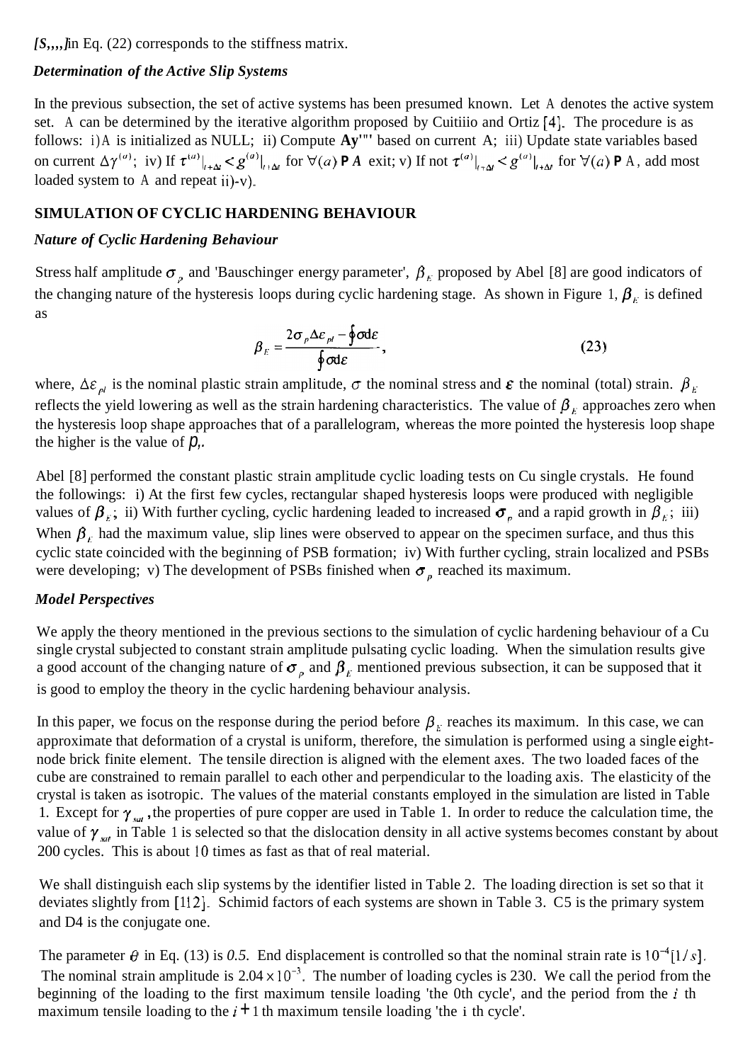*[S,,,,]* in Eq. (22) corresponds to the stiffness matrix.

### *Determination of the Active Slip Systems*

In the previous subsection, the set of active systems has been presumed known. Let A denotes the active system set. A can be determined by the iterative algorithm proposed by Cuitiiio and Ortiz [4]. The procedure is as follows: i) A is initialized as NULL; ii) Compute **Ay'"'** based on current A; iii) Update state variables based on current $\Delta\gamma^{(a)}$; iv) If $\tau^{(a)}|_{t+\Delta t} < g^{(a)}|_{t+\Delta t}$ for $\forall(a) \notin A$ exit; v) If not $\tau^{(a)}|_{t+\Delta t} < g^{(a)}|_{t+\Delta t}$ for $\forall(a) \notin A$, add most loaded system to A and repeat ii)-v).

## SIMULATION OF CYCLIC HARDENING BEHAVIOUR

### *Nature of Cyclic Hardening Behaviour*

Stress half amplitude $\sigma_p$ and 'Bauschinger energy parameter', $\beta_E$ proposed by Abel [8] are good indicators of the changing nature of the hysteresis loops during cyclic hardening stage. As shown in Figure 1, $\beta_E$ is defined as

$$\beta_E = \frac{2\sigma_p \Delta\varepsilon_{pl} - \oint \sigma d\varepsilon}{\oint \sigma d\varepsilon}, \tag{23}$$

where, $\Delta\varepsilon_{pl}$ is the nominal plastic strain amplitude, $\sigma$ the nominal stress and $\varepsilon$ the nominal (total) strain. $\beta_E$ reflects the yield lowering as well as the strain hardening characteristics. The value of $\beta_E$ approaches zero when the hysteresis loop shape approaches that of a parallelogram, whereas the more pointed the hysteresis loop shape the higher is the value of $\beta_E$.

Abel [8] performed the constant plastic strain amplitude cyclic loading tests on Cu single crystals. He found the followings: i) At the first few cycles, rectangular shaped hysteresis loops were produced with negligible values of $\beta_E$; ii) With further cycling, cyclic hardening leaded to increased $\sigma_p$ and a rapid growth in $\beta_E$; iii) When $\beta_E$ had the maximum value, slip lines were observed to appear on the specimen surface, and thus this cyclic state coincided with the beginning of PSB formation; iv) With further cycling, strain localized and PSBs were developing; v) The development of PSBs finished when $\sigma_p$ reached its maximum.

### *Model Perspectives*

We apply the theory mentioned in the previous sections to the simulation of cyclic hardening behaviour of a Cu single crystal subjected to constant strain amplitude pulsating cyclic loading. When the simulation results give a good account of the changing nature of $\sigma_p$ and $\beta_E$ mentioned previous subsection, it can be supposed that it is good to employ the theory in the cyclic hardening behaviour analysis.

In this paper, we focus on the response during the period before $\beta_E$ reaches its maximum. In this case, we can approximate that deformation of a crystal is uniform, therefore, the simulation is performed using a single eight-node brick finite element. The tensile direction is aligned with the element axes. The two loaded faces of the cube are constrained to remain parallel to each other and perpendicular to the loading axis. The elasticity of the crystal is taken as isotropic. The values of the material constants employed in the simulation are listed in Table 1. Except for $\gamma_{sat}$, the properties of pure copper are used in Table 1. In order to reduce the calculation time, the value of $\gamma_{sat}$ in Table 1 is selected so that the dislocation density in all active systems becomes constant by about 200 cycles. This is about 10 times as fast as that of real material.

We shall distinguish each slip systems by the identifier listed in Table 2. The loading direction is set so that it deviates slightly from [112]. Schimid factors of each systems are shown in Table 3. C5 is the primary system and D4 is the conjugate one.

The parameter $\theta$ in Eq. (13) is *0.5*. End displacement is controlled so that the nominal strain rate is $10^{-4}[1/s]$. The nominal strain amplitude is $2.04 \times 10^{-3}$. The number of loading cycles is 230. We call the period from the beginning of the loading to the first maximum tensile loading 'the 0th cycle', and the period from the $i$ th maximum tensile loading to the $i+1$ th maximum tensile loading 'the i th cycle'.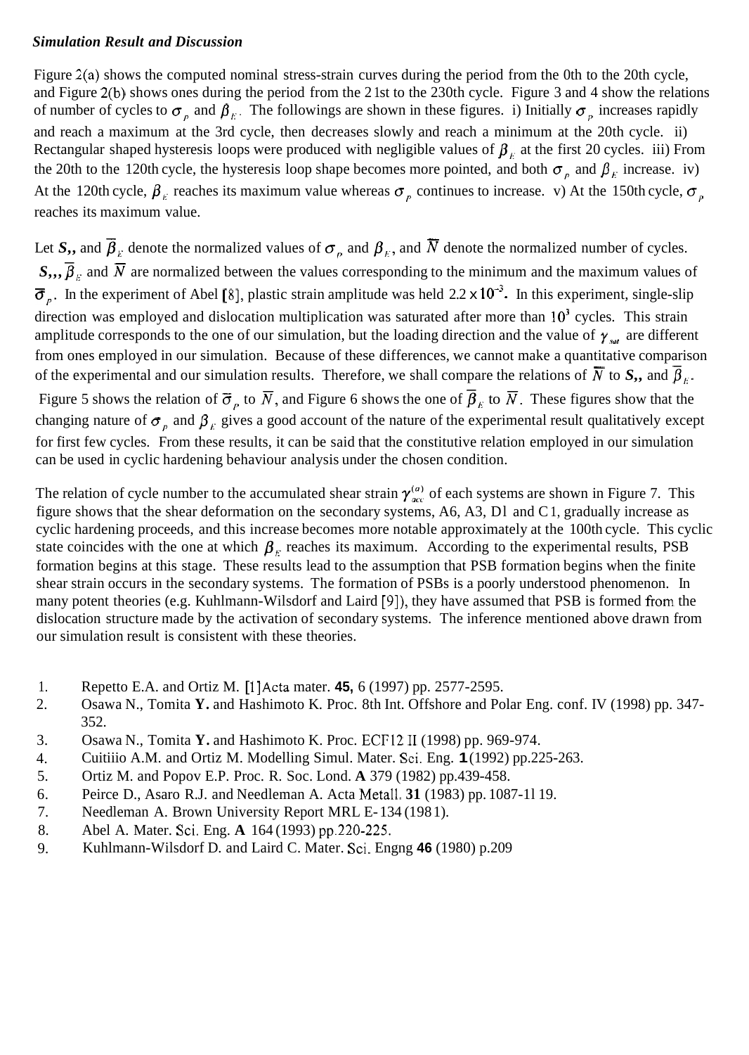***Simulation Result and Discussion***

Figure 2(a) shows the computed nominal stress-strain curves during the period from the 0th to the 20th cycle, and Figure 2(b) shows ones during the period from the 21st to the 230th cycle. Figure 3 and 4 show the relations of number of cycles to $\sigma_p$ and $\beta_E$. The followings are shown in these figures. i) Initially $\sigma_p$ increases rapidly and reach a maximum at the 3rd cycle, then decreases slowly and reach a minimum at the 20th cycle. ii) Rectangular shaped hysteresis loops were produced with negligible values of $\beta_E$ at the first 20 cycles. iii) From the 20th to the 120th cycle, the hysteresis loop shape becomes more pointed, and both $\sigma_p$ and $\beta_E$ increase. iv) At the 120th cycle, $\beta_E$ reaches its maximum value whereas $\sigma_p$ continues to increase. v) At the 150th cycle, $\sigma_p$ reaches its maximum value.

Let $\bar{\sigma}_p$ and $\bar{\beta}_E$ denote the normalized values of $\sigma_p$ and $\beta_E$, and $\bar{N}$ denote the normalized number of cycles. $\bar{\sigma}_p$, $\bar{\beta}_E$ and $\bar{N}$ are normalized between the values corresponding to the minimum and the maximum values of $\bar{\sigma}_p$. In the experiment of Abel [8], plastic strain amplitude was held $2.2 \times 10^{-3}$. In this experiment, single-slip direction was employed and dislocation multiplication was saturated after more than $10^3$ cycles. This strain amplitude corresponds to the one of our simulation, but the loading direction and the value of $\gamma_{sat}$ are different from ones employed in our simulation. Because of these differences, we cannot make a quantitative comparison of the experimental and our simulation results. Therefore, we shall compare the relations of $\bar{N}$ to $\bar{\sigma}_p$ and $\bar{\beta}_E$. Figure 5 shows the relation of $\bar{\sigma}_p$ to $\bar{N}$, and Figure 6 shows the one of $\bar{\beta}_E$ to $\bar{N}$. These figures show that the changing nature of $\sigma_p$ and $\beta_E$ gives a good account of the nature of the experimental result qualitatively except for first few cycles. From these results, it can be said that the constitutive relation employed in our simulation can be used in cyclic hardening behaviour analysis under the chosen condition.

The relation of cycle number to the accumulated shear strain $\gamma_{acc}^{(\alpha)}$ of each systems are shown in Figure 7. This figure shows that the shear deformation on the secondary systems, A6, A3, D1 and C1, gradually increase as cyclic hardening proceeds, and this increase becomes more notable approximately at the 100th cycle. This cyclic state coincides with the one at which $\beta_E$ reaches its maximum. According to the experimental results, PSB formation begins at this stage. These results lead to the assumption that PSB formation begins when the finite shear strain occurs in the secondary systems. The formation of PSBs is a poorly understood phenomenon. In many potent theories (e.g. Kuhlmann-Wilsdorf and Laird [9]), they have assumed that PSB is formed from the dislocation structure made by the activation of secondary systems. The inference mentioned above drawn from our simulation result is consistent with these theories.

1. Repetto E.A. and Ortiz M. [1] Acta mater. **45,** 6 (1997) pp. 2577-2595.
2. Osawa N., Tomita **Y.** and Hashimoto K. Proc. 8th Int. Offshore and Polar Eng. conf. IV (1998) pp. 347-352.
3. Osawa N., Tomita **Y.** and Hashimoto K. Proc. ECF12 II (1998) pp. 969-974.
4. Cuitiiio A.M. and Ortiz M. Modelling Simul. Mater. Sci. Eng. **1** (1992) pp.225-263.
5. Ortiz M. and Popov E.P. Proc. R. Soc. Lond. **A** 379 (1982) pp.439-458.
6. Peirce D., Asaro R.J. and Needleman A. Acta Metall. **31** (1983) pp. 1087-1119.
7. Needleman A. Brown University Report MRL E-134 (1981).
8. Abel A. Mater. Sci. Eng. **A** 164 (1993) pp.220-225.
9. Kuhlmann-Wilsdorf D. and Laird C. Mater. Sci. Engng **46** (1980) p.209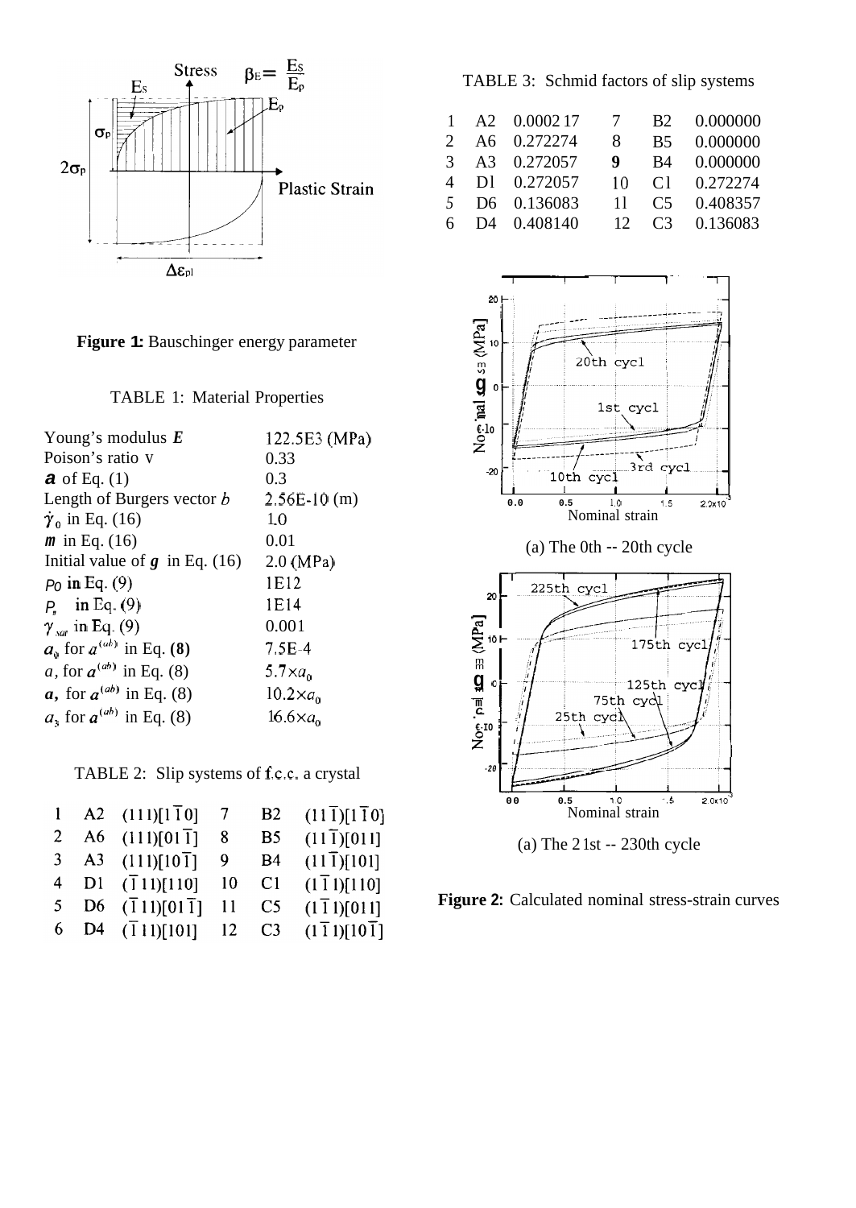**Figure 1:** Bauschinger energy parameter

TABLE 1: Material Properties

| | |
|---|---|
| Young's modulus $E$ | 122.5E3 (MPa) |
| Poison's ratio ν | 0.33 |
| $a$ of Eq. (1) | 0.3 |
| Length of Burgers vector $b$ | 2.56E-10 (m) |
| $\dot{\gamma}_0$ in Eq. (16) | 1.0 |
| $m$ in Eq. (16) | 0.01 |
| Initial value of $g$ in Eq. (16) | 2.0 (MPa) |
| $\rho_0$ in Eq. (9) | 1E12 |
| $\rho_s$ in Eq. (9) | 1E14 |
| $\gamma_{sat}$ in Eq. (9) | 0.001 |
| $a_0$ for $a^{(ab)}$ in Eq. (8) | 7.5E-4 |
| $a_1$ for $a^{(ab)}$ in Eq. (8) | $5.7\times a_0$ |
| $a_2$ for $a^{(ab)}$ in Eq. (8) | $10.2\times a_0$ |
| $a_3$ for $a^{(ab)}$ in Eq. (8) | $16.6\times a_0$ |

TABLE 2: Slip systems of f.c.c. a crystal

| | | | | | |
|---|---|---|---|---|---|
| 1 | A2 | $(111)[1\bar{1}0]$ | 7 | B2 | $(11\bar{1})[1\bar{1}0]$ |
| 2 | A6 | $(111)[01\bar{1}]$ | 8 | B5 | $(11\bar{1})[011]$ |
| 3 | A3 | $(111)[10\bar{1}]$ | 9 | B4 | $(11\bar{1})[101]$ |
| 4 | D1 | $(\bar{1}11)[110]$ | 10 | C1 | $(1\bar{1}1)[110]$ |
| 5 | D6 | $(\bar{1}11)[01\bar{1}]$ | 11 | C5 | $(1\bar{1}1)[011]$ |
| 6 | D4 | $(\bar{1}11)[101]$ | 12 | C3 | $(1\bar{1}1)[10\bar{1}]$ |

TABLE 3: Schmid factors of slip systems

| | | | | | |
|---|---|---|---|---|---|
| 1 | A2 | 0.000217 | 7 | B2 | 0.000000 |
| 2 | A6 | 0.272274 | 8 | B5 | 0.000000 |
| 3 | A3 | 0.272057 | 9 | B4 | 0.000000 |
| 4 | D1 | 0.272057 | 10 | C1 | 0.272274 |
| 5 | D6 | 0.136083 | 11 | C5 | 0.408357 |
| 6 | D4 | 0.408140 | 12 | C3 | 0.136083 |

(a) The 0th -- 20th cycle

(a) The 21st -- 230th cycle

**Figure 2:** Calculated nominal stress-strain curves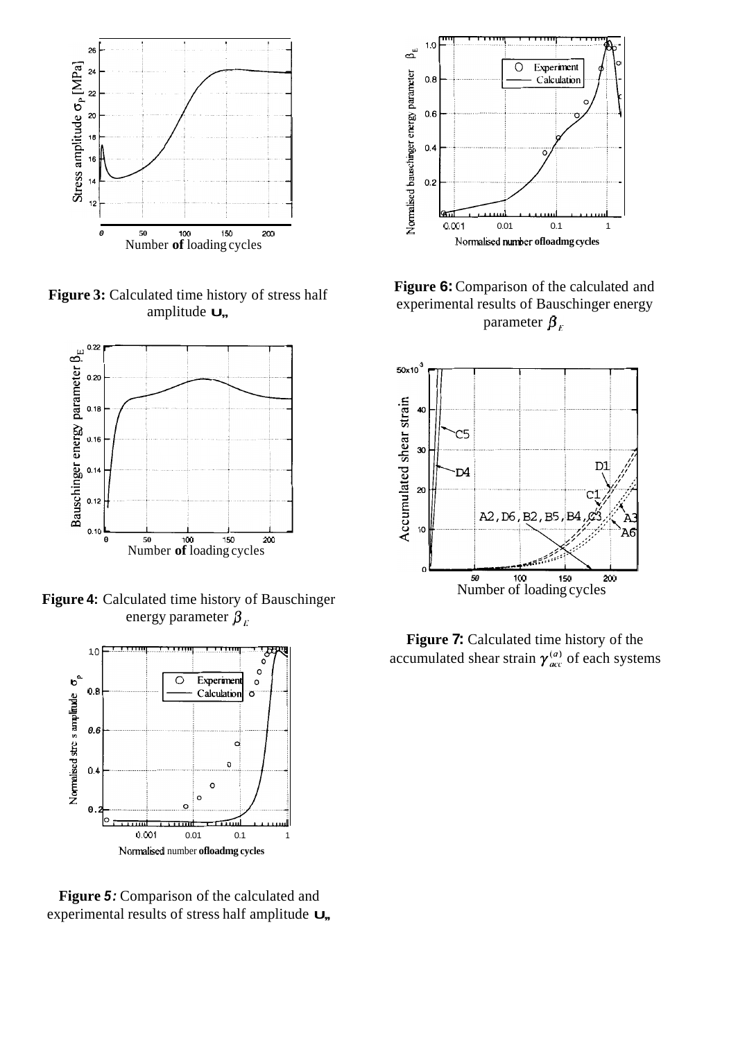Stress amplitude $\sigma_P$ [MPa]

26
24
22
20
18
16
14
12

0 50 100 150 200

Number **of** loading cycles

**Figure 3:** Calculated time history of stress half amplitude $\sigma_p$

Bauschinger energy parameter $\beta_E$

0.22
0.20
0.18
0.16
0.14
0.12
0.10

0 50 100 150 200

Number **of** loading cycles

**Figure 4:** Calculated time history of Bauschinger energy parameter $\beta_E$

Normalised stress amplitude $\sigma_p$

1.0
0.8
0.6
0.4
0.2

0.001 0.01 0.1 1

Experiment

Calculation

Normalised number **of loading cycles**

**Figure 5:** Comparison of the calculated and experimental results of stress half amplitude $\sigma_p$

Normalised bauschinger energy parameter $\beta_E$

1.0
0.8
0.6
0.4
0.2

0.001 0.01 0.1 1

Experiment

Calculation

Normalised **number of loading cycles**

**Figure 6:** Comparison of the calculated and experimental results of Bauschinger energy parameter $\beta_E$

Accumulated shear strain

50x10$^{-3}$
40
30
20
10
0

50 100 150 200

C5

D4

D1

C1

A2,D6,B2,B5,B4,C3

A3

A6

Number of loading cycles

**Figure 7:** Calculated time history of the accumulated shear strain $\gamma_{acc}^{(a)}$ of each systems